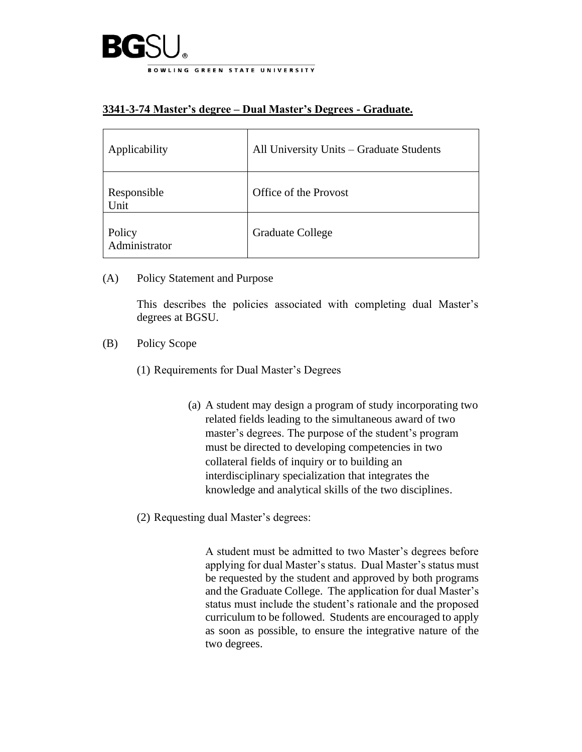BGSU®
BOWLING GREEN STATE UNIVERSITY

## 3341-3-74 Master's degree – Dual Master's Degrees - Graduate.

| Applicability | All University Units – Graduate Students |
|---|---|
| Responsible Unit | Office of the Provost |
| Policy Administrator | Graduate College |

(A) Policy Statement and Purpose

This describes the policies associated with completing dual Master's degrees at BGSU.

(B) Policy Scope

(1) Requirements for Dual Master's Degrees

(a) A student may design a program of study incorporating two related fields leading to the simultaneous award of two master's degrees. The purpose of the student's program must be directed to developing competencies in two collateral fields of inquiry or to building an interdisciplinary specialization that integrates the knowledge and analytical skills of the two disciplines.

(2) Requesting dual Master's degrees:

A student must be admitted to two Master's degrees before applying for dual Master's status. Dual Master's status must be requested by the student and approved by both programs and the Graduate College. The application for dual Master's status must include the student's rationale and the proposed curriculum to be followed. Students are encouraged to apply as soon as possible, to ensure the integrative nature of the two degrees.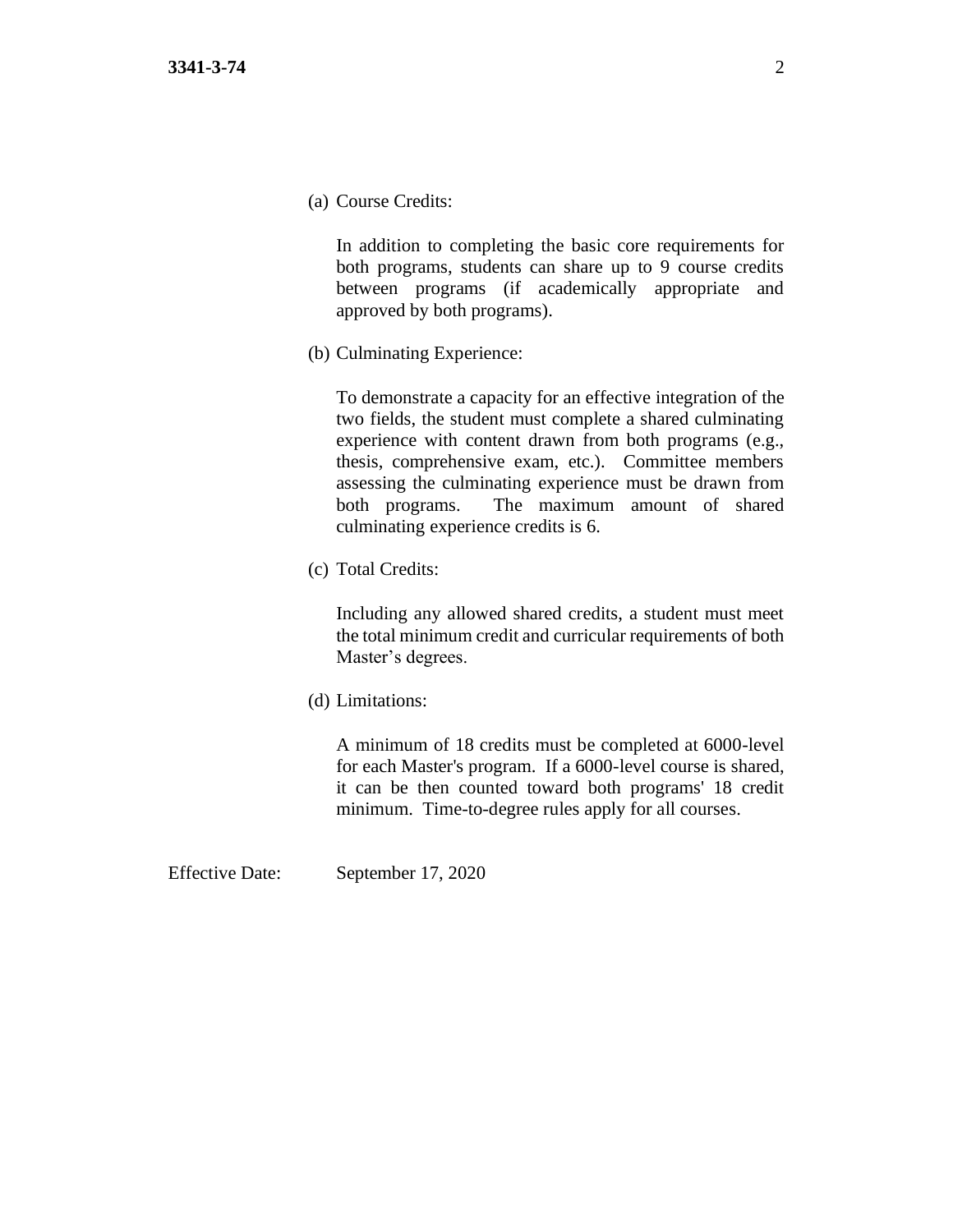(a) Course Credits:

In addition to completing the basic core requirements for both programs, students can share up to 9 course credits between programs (if academically appropriate and approved by both programs).

(b) Culminating Experience:

To demonstrate a capacity for an effective integration of the two fields, the student must complete a shared culminating experience with content drawn from both programs (e.g., thesis, comprehensive exam, etc.). Committee members assessing the culminating experience must be drawn from both programs. The maximum amount of shared culminating experience credits is 6.

(c) Total Credits:

Including any allowed shared credits, a student must meet the total minimum credit and curricular requirements of both Master's degrees.

(d) Limitations:

A minimum of 18 credits must be completed at 6000-level for each Master's program. If a 6000-level course is shared, it can be then counted toward both programs' 18 credit minimum. Time-to-degree rules apply for all courses.

Effective Date: September 17, 2020